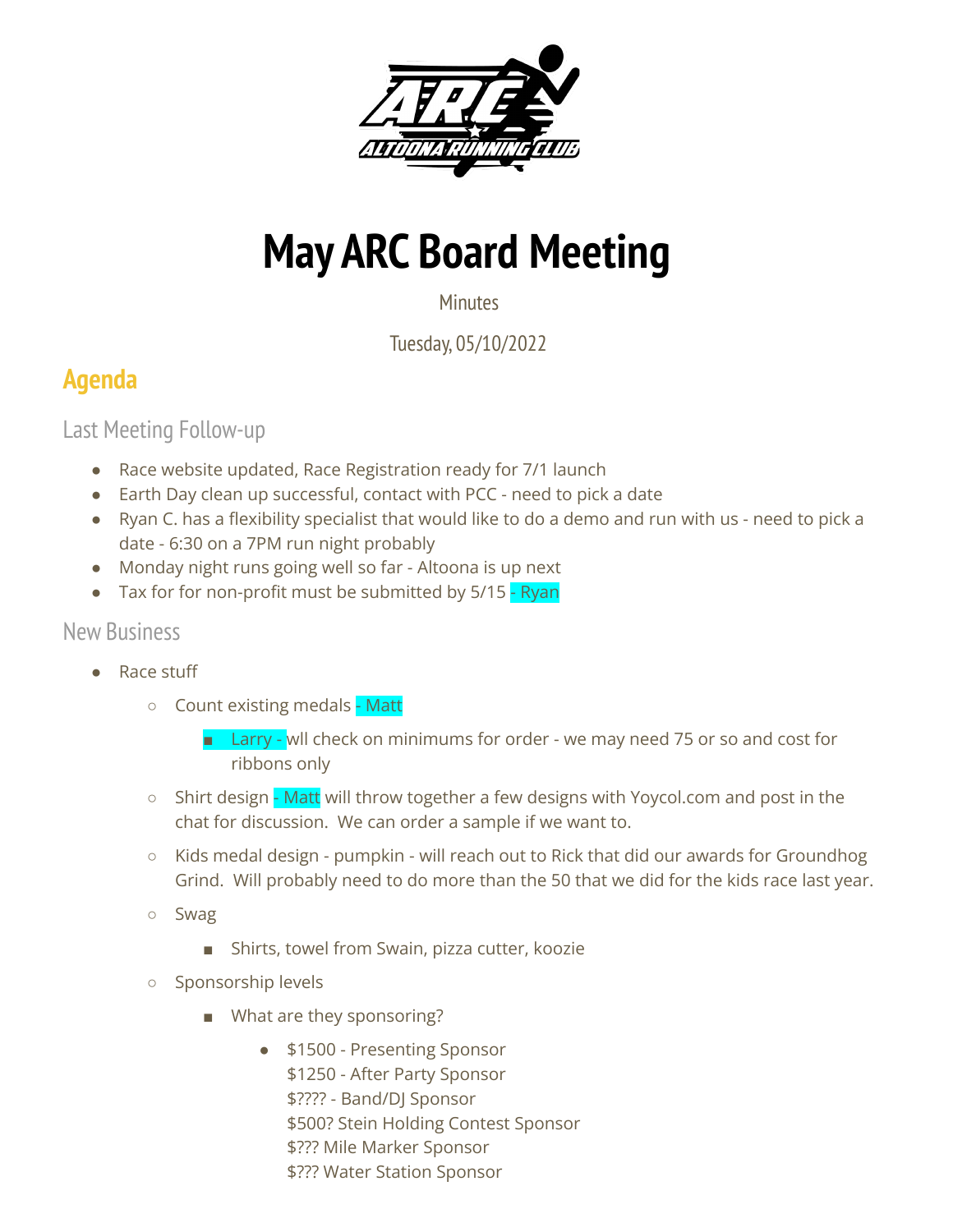# May ARC Board Meeting

Minutes

Tuesday, 05/10/2022

## Agenda

### Last Meeting Follow-up

- Race website updated, Race Registration ready for 7/1 launch
- Earth Day clean up successful, contact with PCC - need to pick a date
- Ryan C. has a flexibility specialist that would like to do a demo and run with us - need to pick a date - 6:30 on a 7PM run night probably
- Monday night runs going well so far - Altoona is up next
- Tax for for non-profit must be submitted by 5/15 - Ryan

### New Business

- Race stuff
  - Count existing medals - Matt
    - Larry - wll check on minimums for order - we may need 75 or so and cost for ribbons only
  - Shirt design - Matt will throw together a few designs with Yoycol.com and post in the chat for discussion. We can order a sample if we want to.
  - Kids medal design - pumpkin - will reach out to Rick that did our awards for Groundhog Grind. Will probably need to do more than the 50 that we did for the kids race last year.
  - Swag
    - Shirts, towel from Swain, pizza cutter, koozie
  - Sponsorship levels
    - What are they sponsoring?
      - $1500 - Presenting Sponsor
        $1250 - After Party Sponsor
        $???? - Band/DJ Sponsor
        $500? Stein Holding Contest Sponsor
        $??? Mile Marker Sponsor
        $??? Water Station Sponsor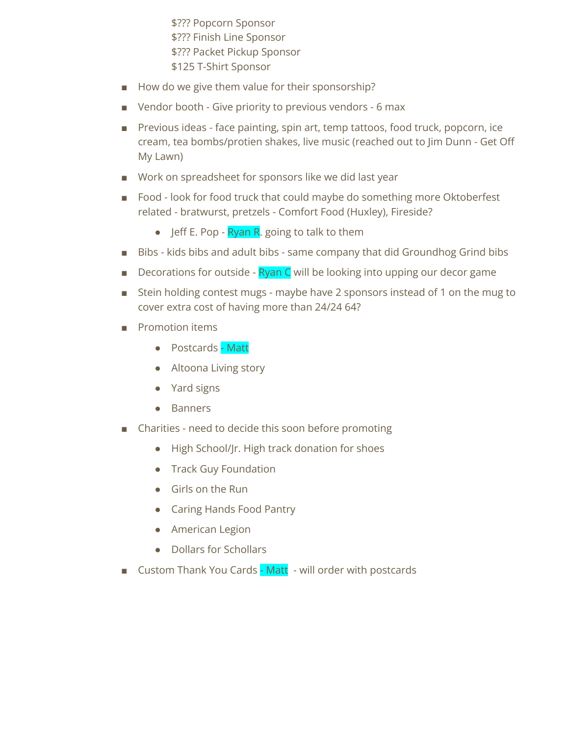- $??? Popcorn Sponsor
        - $??? Finish Line Sponsor
        - $??? Packet Pickup Sponsor
        - $125 T-Shirt Sponsor

- How do we give them value for their sponsorship?
- Vendor booth - Give priority to previous vendors - 6 max
- Previous ideas - face painting, spin art, temp tattoos, food truck, popcorn, ice cream, tea bombs/protien shakes, live music (reached out to Jim Dunn - Get Off My Lawn)
- Work on spreadsheet for sponsors like we did last year
- Food - look for food truck that could maybe do something more Oktoberfest related - bratwurst, pretzels - Comfort Food (Huxley), Fireside?
    - Jeff E. Pop - Ryan R. going to talk to them
- Bibs - kids bibs and adult bibs - same company that did Groundhog Grind bibs
- Decorations for outside - Ryan C will be looking into upping our decor game
- Stein holding contest mugs - maybe have 2 sponsors instead of 1 on the mug to cover extra cost of having more than 24/24 64?
- Promotion items
    - Postcards - Matt
    - Altoona Living story
    - Yard signs
    - Banners
- Charities - need to decide this soon before promoting
    - High School/Jr. High track donation for shoes
    - Track Guy Foundation
    - Girls on the Run
    - Caring Hands Food Pantry
    - American Legion
    - Dollars for Schollars
- Custom Thank You Cards - Matt - will order with postcards